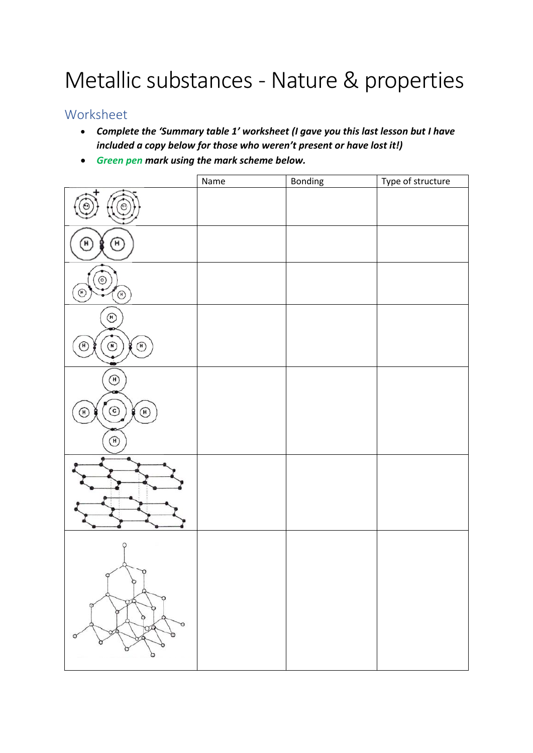# Metallic substances - Nature & properties

## Worksheet

- ***Complete the 'Summary table 1' worksheet (I gave you this last lesson but I have included a copy below for those who weren't present or have lost it!)***
- ***Green pen mark using the mark scheme below.***

| | Name | Bonding | Type of structure |
|---|---|---|---|
| | | | |
| | | | |
| | | | |
| | | | |
| | | | |
| | | | |
| | | | |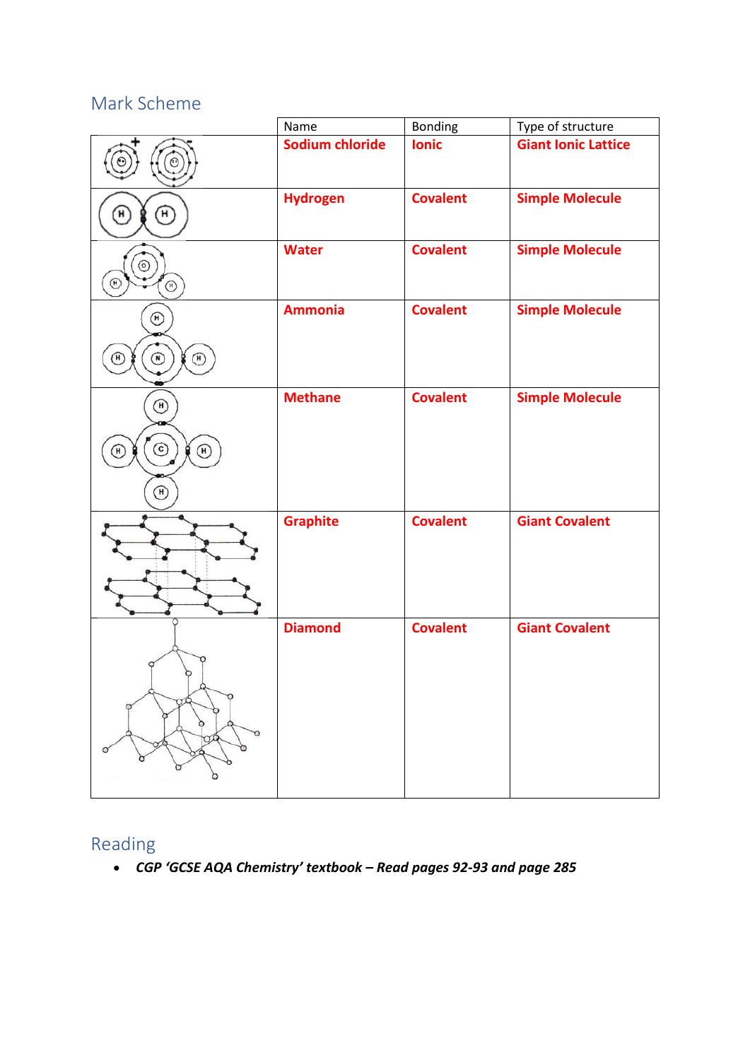## Mark Scheme

| | Name | Bonding | Type of structure |
|---|---|---|---|
| | **Sodium chloride** | **Ionic** | **Giant Ionic Lattice** |
| | **Hydrogen** | **Covalent** | **Simple Molecule** |
| | **Water** | **Covalent** | **Simple Molecule** |
| | **Ammonia** | **Covalent** | **Simple Molecule** |
| | **Methane** | **Covalent** | **Simple Molecule** |
| | **Graphite** | **Covalent** | **Giant Covalent** |
| | **Diamond** | **Covalent** | **Giant Covalent** |

## Reading

- ***CGP 'GCSE AQA Chemistry' textbook – Read pages 92-93 and page 285***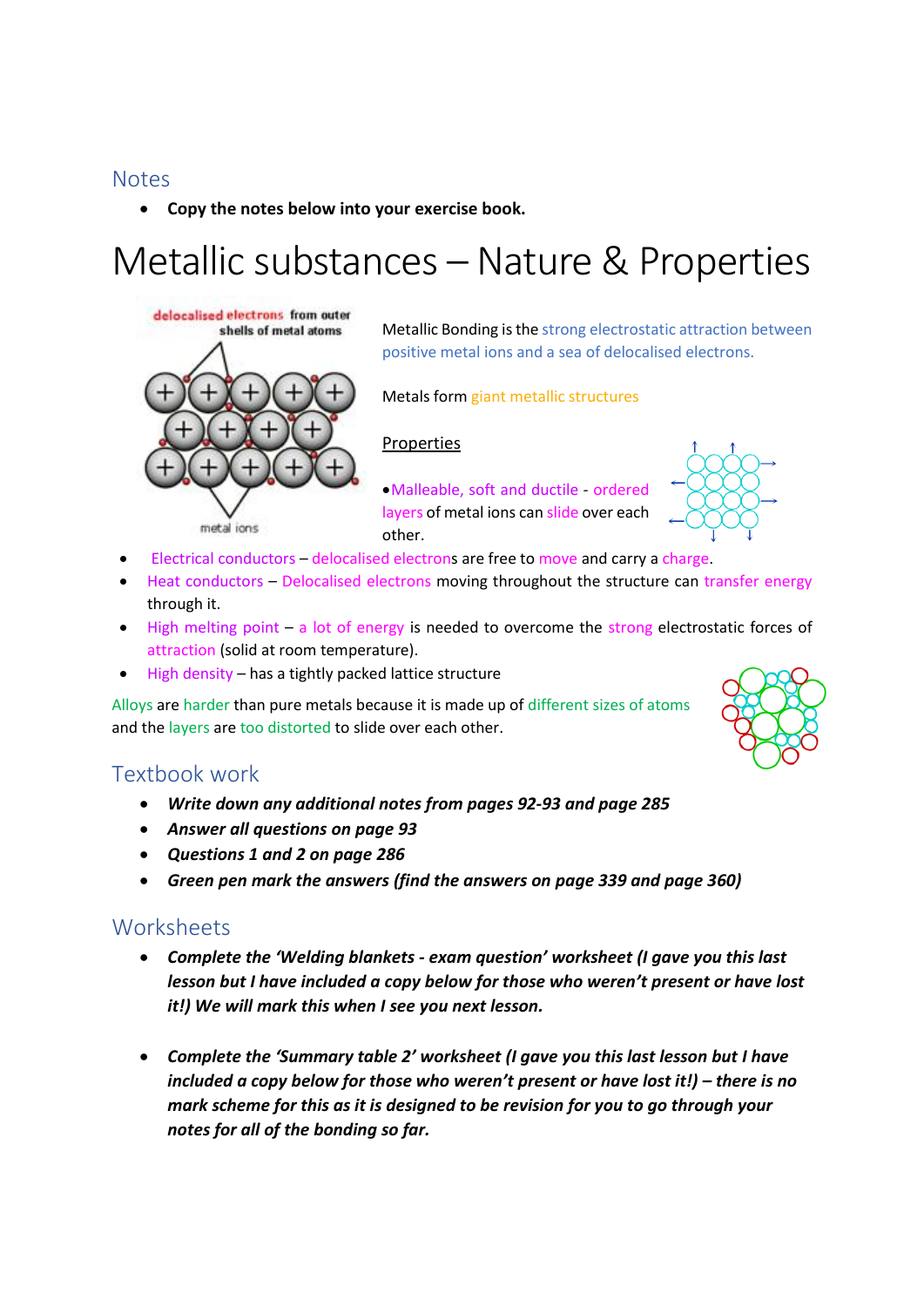## Notes

- **Copy the notes below into your exercise book.**

# Metallic substances – Nature & Properties

delocalised electrons from outer shells of metal atoms

metal ions

Metallic Bonding is the strong electrostatic attraction between positive metal ions and a sea of delocalised electrons.

Metals form giant metallic structures

<u>Properties</u>

- Malleable, soft and ductile - ordered layers of metal ions can slide over each other.
- Electrical conductors – delocalised electrons are free to move and carry a charge.
- Heat conductors – Delocalised electrons moving throughout the structure can transfer energy through it.
- High melting point – a lot of energy is needed to overcome the strong electrostatic forces of attraction (solid at room temperature).
- High density – has a tightly packed lattice structure

Alloys are harder than pure metals because it is made up of different sizes of atoms and the layers are too distorted to slide over each other.

## Textbook work

- ***Write down any additional notes from pages 92-93 and page 285***
- ***Answer all questions on page 93***
- ***Questions 1 and 2 on page 286***
- ***Green pen mark the answers (find the answers on page 339 and page 360)***

## Worksheets

- ***Complete the 'Welding blankets - exam question' worksheet (I gave you this last lesson but I have included a copy below for those who weren't present or have lost it!) We will mark this when I see you next lesson.***

- ***Complete the 'Summary table 2' worksheet (I gave you this last lesson but I have included a copy below for those who weren't present or have lost it!) – there is no mark scheme for this as it is designed to be revision for you to go through your notes for all of the bonding so far.***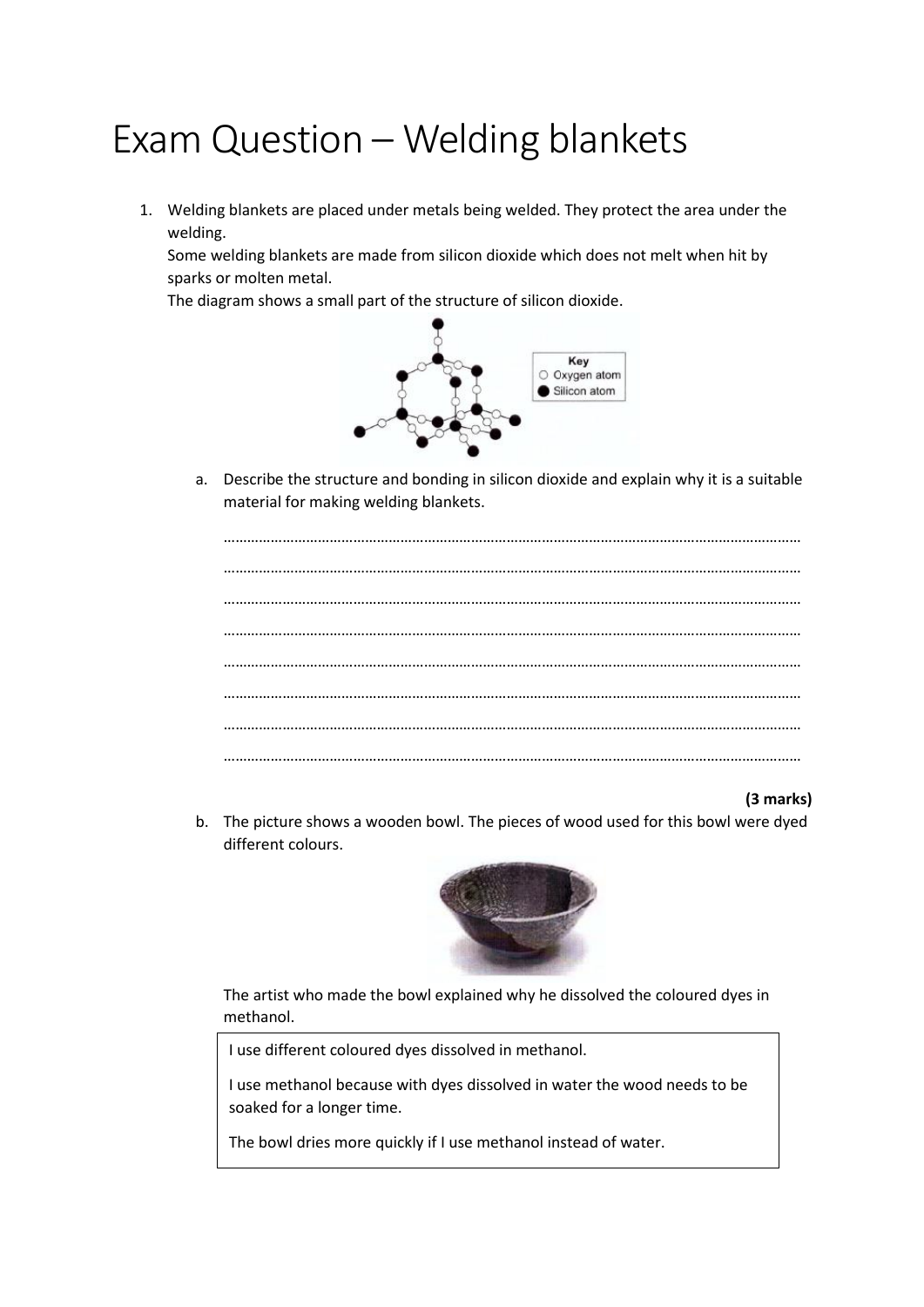# Exam Question – Welding blankets

1. Welding blankets are placed under metals being welded. They protect the area under the welding.
   Some welding blankets are made from silicon dioxide which does not melt when hit by sparks or molten metal.
   The diagram shows a small part of the structure of silicon dioxide.

   Key
   ○ Oxygen atom
   ● Silicon atom

   a. Describe the structure and bonding in silicon dioxide and explain why it is a suitable material for making welding blankets.

   ……………………………………………………………………………………………………………………………
   ……………………………………………………………………………………………………………………………
   ……………………………………………………………………………………………………………………………
   ……………………………………………………………………………………………………………………………
   ……………………………………………………………………………………………………………………………
   ……………………………………………………………………………………………………………………………
   ……………………………………………………………………………………………………………………………
   ……………………………………………………………………………………………………………………………

   **(3 marks)**

   b. The picture shows a wooden bowl. The pieces of wood used for this bowl were dyed different colours.

   The artist who made the bowl explained why he dissolved the coloured dyes in methanol.

   > I use different coloured dyes dissolved in methanol.
   >
   > I use methanol because with dyes dissolved in water the wood needs to be soaked for a longer time.
   >
   > The bowl dries more quickly if I use methanol instead of water.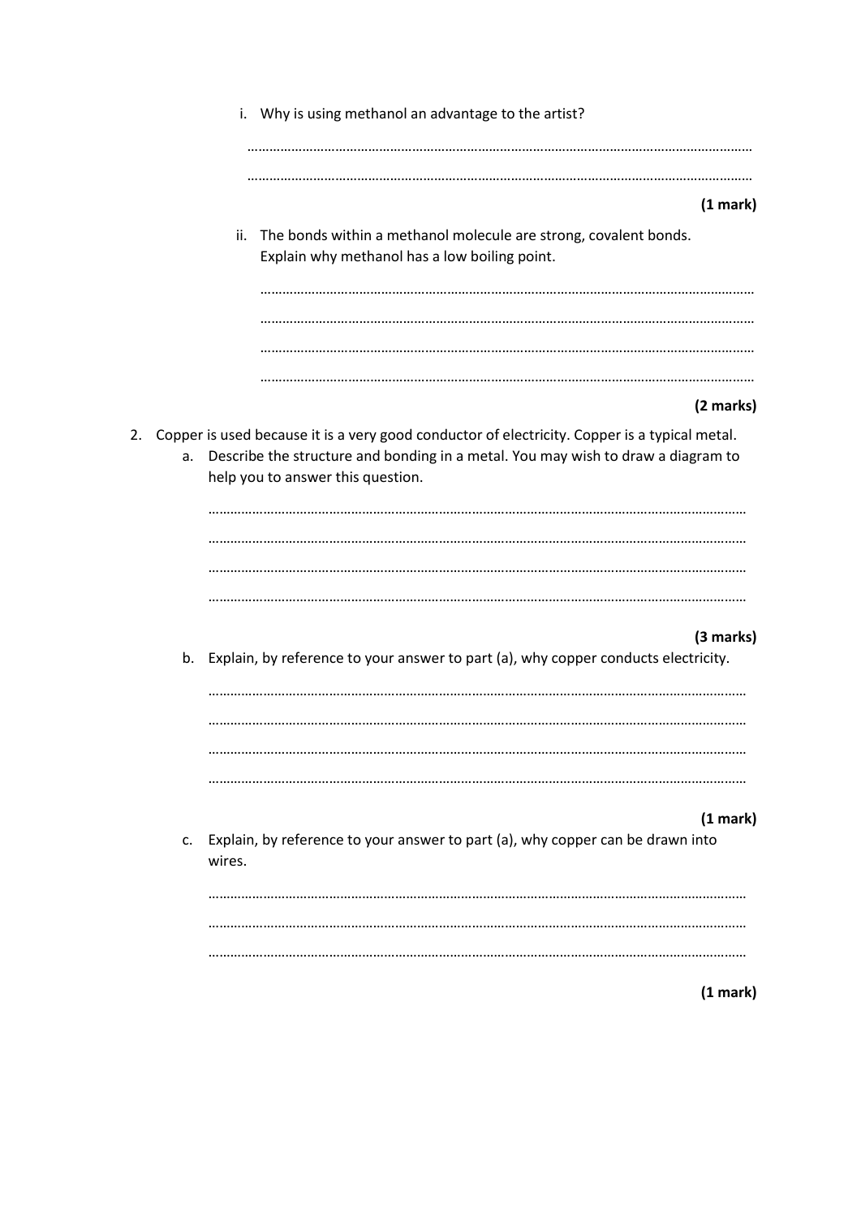i. Why is using methanol an advantage to the artist?

…………………………………………………………………………………………………………………………

…………………………………………………………………………………………………………………………

**(1 mark)**

ii. The bonds within a methanol molecule are strong, covalent bonds. Explain why methanol has a low boiling point.

…………………………………………………………………………………………………………………………

…………………………………………………………………………………………………………………………

…………………………………………………………………………………………………………………………

…………………………………………………………………………………………………………………………

**(2 marks)**

2. Copper is used because it is a very good conductor of electricity. Copper is a typical metal.

a. Describe the structure and bonding in a metal. You may wish to draw a diagram to help you to answer this question.

…………………………………………………………………………………………………………………………

…………………………………………………………………………………………………………………………

…………………………………………………………………………………………………………………………

…………………………………………………………………………………………………………………………

**(3 marks)**

b. Explain, by reference to your answer to part (a), why copper conducts electricity.

…………………………………………………………………………………………………………………………

…………………………………………………………………………………………………………………………

…………………………………………………………………………………………………………………………

…………………………………………………………………………………………………………………………

**(1 mark)**

c. Explain, by reference to your answer to part (a), why copper can be drawn into wires.

…………………………………………………………………………………………………………………………

…………………………………………………………………………………………………………………………

…………………………………………………………………………………………………………………………

**(1 mark)**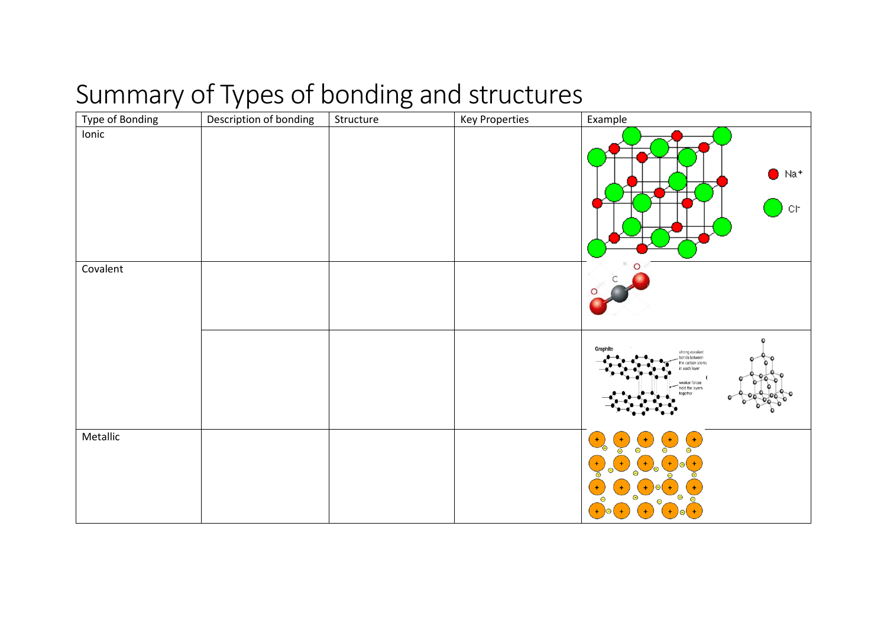# Summary of Types of bonding and structures

| Type of Bonding | Description of bonding | Structure | Key Properties | Example |
|---|---|---|---|---|
| Ionic | | | | Na+ Cl- |
| Covalent | | | | O C O |
| | | | | Graphite strong covalent bonds between the carbon atoms in each layer weaker forces hold the layers together |
| Metallic | | | | |